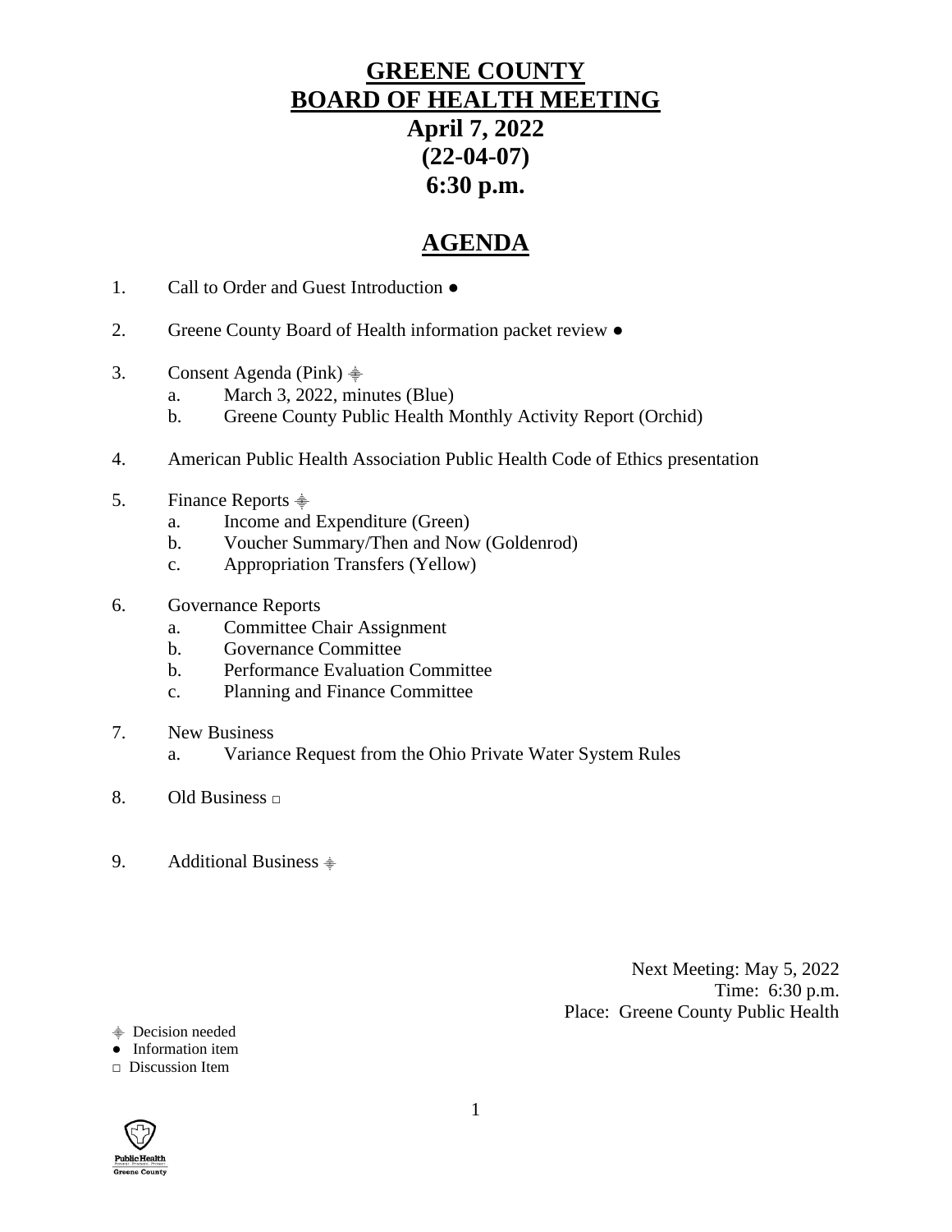# GREENE COUNTY
# BOARD OF HEALTH MEETING
## April 7, 2022
## (22-04-07)
## 6:30 p.m.

## AGENDA

1. Call to Order and Guest Introduction ●

2. Greene County Board of Health information packet review ●

3. Consent Agenda (Pink) ⯁
   a. March 3, 2022, minutes (Blue)
   b. Greene County Public Health Monthly Activity Report (Orchid)

4. American Public Health Association Public Health Code of Ethics presentation

5. Finance Reports ⯁
   a. Income and Expenditure (Green)
   b. Voucher Summary/Then and Now (Goldenrod)
   c. Appropriation Transfers (Yellow)

6. Governance Reports
   a. Committee Chair Assignment
   b. Governance Committee
   b. Performance Evaluation Committee
   c. Planning and Finance Committee

7. New Business
   a. Variance Request from the Ohio Private Water System Rules

8. Old Business □

9. Additional Business ⯁

Next Meeting: May 5, 2022
Time: 6:30 p.m.
Place: Greene County Public Health

⯁ Decision needed
● Information item
□ Discussion Item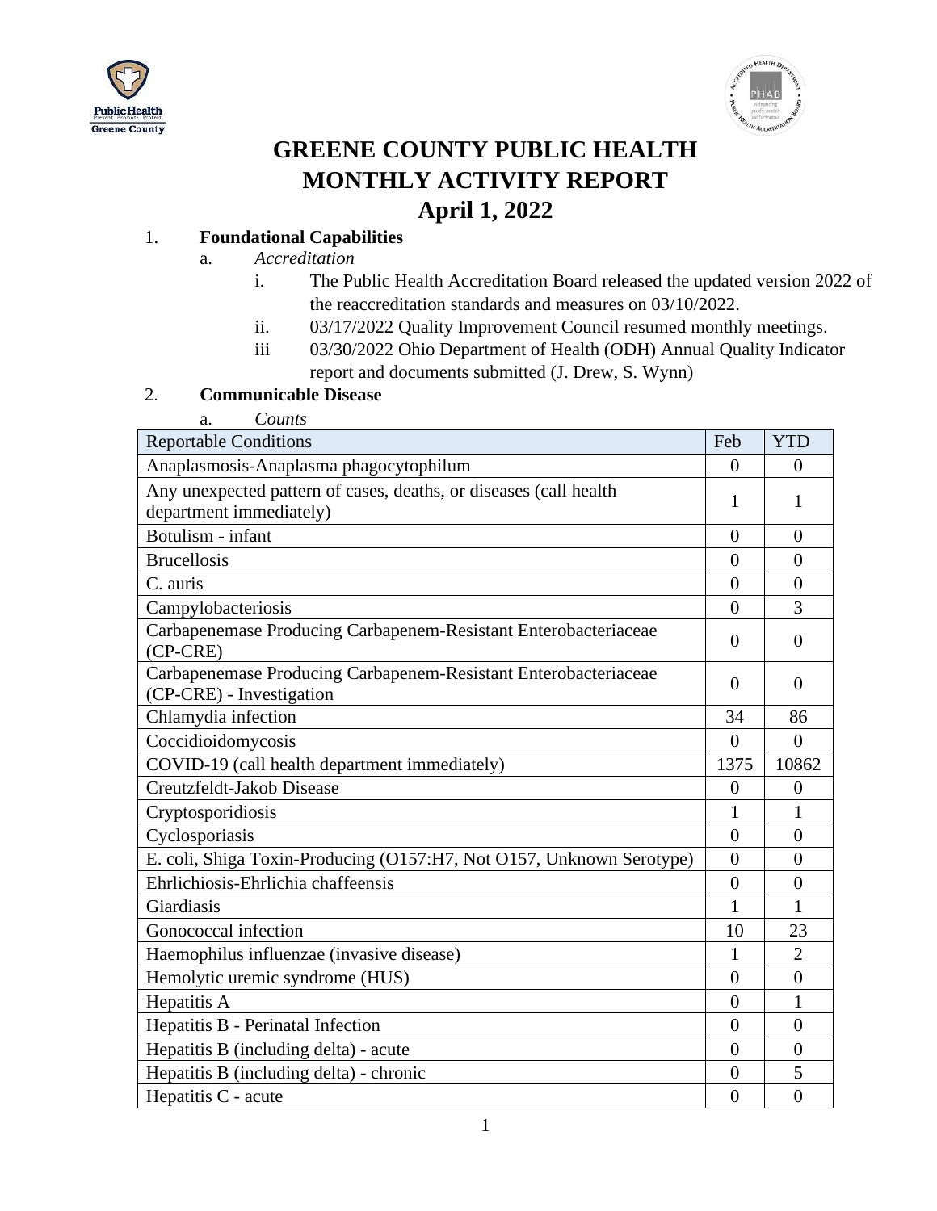# GREENE COUNTY PUBLIC HEALTH
# MONTHLY ACTIVITY REPORT
# April 1, 2022

1. **Foundational Capabilities**
   a. *Accreditation*
      i. The Public Health Accreditation Board released the updated version 2022 of the reaccreditation standards and measures on 03/10/2022.
      ii. 03/17/2022 Quality Improvement Council resumed monthly meetings.
      iii 03/30/2022 Ohio Department of Health (ODH) Annual Quality Indicator report and documents submitted (J. Drew, S. Wynn)

2. **Communicable Disease**
   a. *Counts*

| Reportable Conditions | Feb | YTD |
|---|---|---|
| Anaplasmosis-Anaplasma phagocytophilum | 0 | 0 |
| Any unexpected pattern of cases, deaths, or diseases (call health department immediately) | 1 | 1 |
| Botulism - infant | 0 | 0 |
| Brucellosis | 0 | 0 |
| C. auris | 0 | 0 |
| Campylobacteriosis | 0 | 3 |
| Carbapenemase Producing Carbapenem-Resistant Enterobacteriaceae (CP-CRE) | 0 | 0 |
| Carbapenemase Producing Carbapenem-Resistant Enterobacteriaceae (CP-CRE) - Investigation | 0 | 0 |
| Chlamydia infection | 34 | 86 |
| Coccidioidomycosis | 0 | 0 |
| COVID-19 (call health department immediately) | 1375 | 10862 |
| Creutzfeldt-Jakob Disease | 0 | 0 |
| Cryptosporidiosis | 1 | 1 |
| Cyclosporiasis | 0 | 0 |
| E. coli, Shiga Toxin-Producing (O157:H7, Not O157, Unknown Serotype) | 0 | 0 |
| Ehrlichiosis-Ehrlichia chaffeensis | 0 | 0 |
| Giardiasis | 1 | 1 |
| Gonococcal infection | 10 | 23 |
| Haemophilus influenzae (invasive disease) | 1 | 2 |
| Hemolytic uremic syndrome (HUS) | 0 | 0 |
| Hepatitis A | 0 | 1 |
| Hepatitis B - Perinatal Infection | 0 | 0 |
| Hepatitis B (including delta) - acute | 0 | 0 |
| Hepatitis B (including delta) - chronic | 0 | 5 |
| Hepatitis C - acute | 0 | 0 |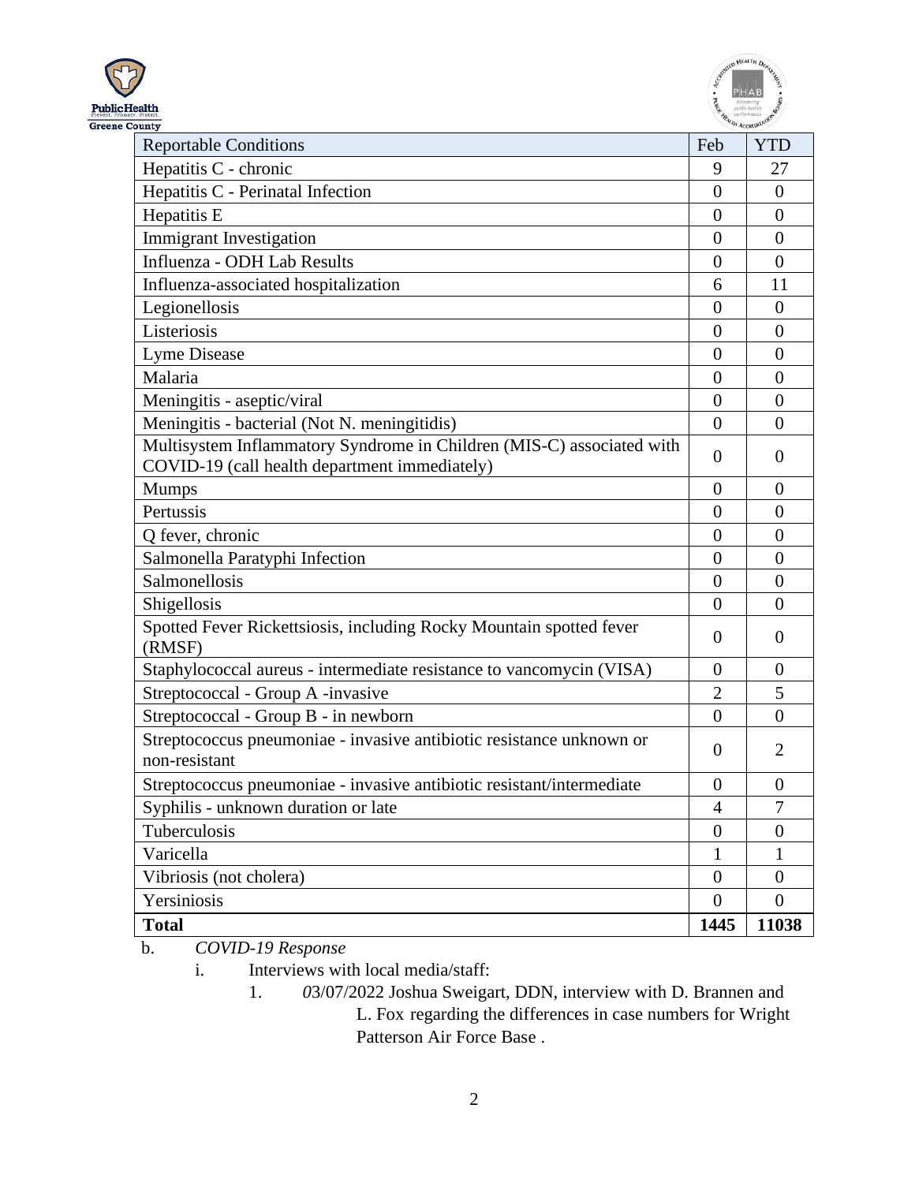| Reportable Conditions | Feb | YTD |
|---|---|---|
| Hepatitis C - chronic | 9 | 27 |
| Hepatitis C - Perinatal Infection | 0 | 0 |
| Hepatitis E | 0 | 0 |
| Immigrant Investigation | 0 | 0 |
| Influenza - ODH Lab Results | 0 | 0 |
| Influenza-associated hospitalization | 6 | 11 |
| Legionellosis | 0 | 0 |
| Listeriosis | 0 | 0 |
| Lyme Disease | 0 | 0 |
| Malaria | 0 | 0 |
| Meningitis - aseptic/viral | 0 | 0 |
| Meningitis - bacterial (Not N. meningitidis) | 0 | 0 |
| Multisystem Inflammatory Syndrome in Children (MIS-C) associated with COVID-19 (call health department immediately) | 0 | 0 |
| Mumps | 0 | 0 |
| Pertussis | 0 | 0 |
| Q fever, chronic | 0 | 0 |
| Salmonella Paratyphi Infection | 0 | 0 |
| Salmonellosis | 0 | 0 |
| Shigellosis | 0 | 0 |
| Spotted Fever Rickettsiosis, including Rocky Mountain spotted fever (RMSF) | 0 | 0 |
| Staphylococcal aureus - intermediate resistance to vancomycin (VISA) | 0 | 0 |
| Streptococcal - Group A -invasive | 2 | 5 |
| Streptococcal - Group B - in newborn | 0 | 0 |
| Streptococcus pneumoniae - invasive antibiotic resistance unknown or non-resistant | 0 | 2 |
| Streptococcus pneumoniae - invasive antibiotic resistant/intermediate | 0 | 0 |
| Syphilis - unknown duration or late | 4 | 7 |
| Tuberculosis | 0 | 0 |
| Varicella | 1 | 1 |
| Vibriosis (not cholera) | 0 | 0 |
| Yersiniosis | 0 | 0 |
| **Total** | **1445** | **11038** |

b. *COVID-19 Response*

i. Interviews with local media/staff:

1. 03/07/2022 Joshua Sweigart, DDN, interview with D. Brannen and L. Fox regarding the differences in case numbers for Wright Patterson Air Force Base .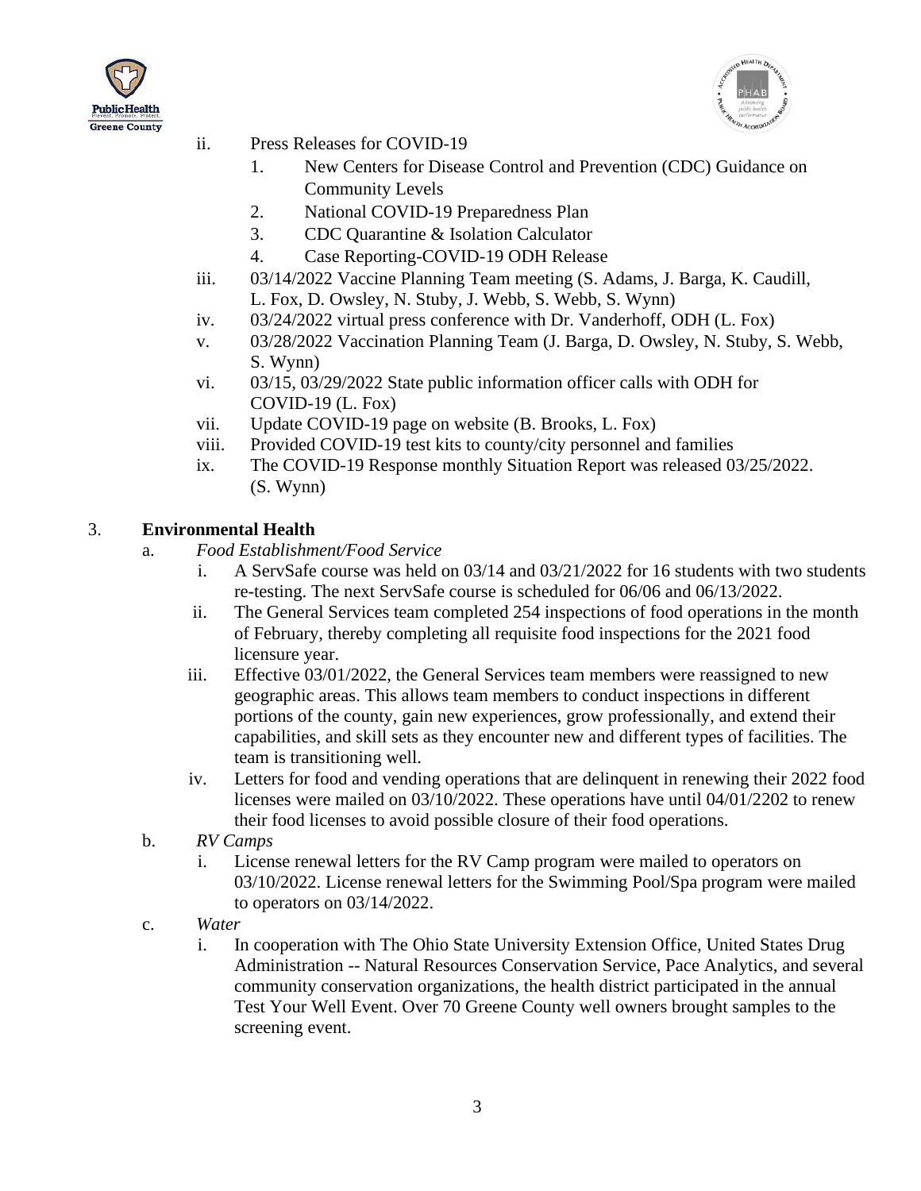ii. Press Releases for COVID-19
   1. New Centers for Disease Control and Prevention (CDC) Guidance on Community Levels
   2. National COVID-19 Preparedness Plan
   3. CDC Quarantine & Isolation Calculator
   4. Case Reporting-COVID-19 ODH Release

iii. 03/14/2022 Vaccine Planning Team meeting (S. Adams, J. Barga, K. Caudill, L. Fox, D. Owsley, N. Stuby, J. Webb, S. Webb, S. Wynn)

iv. 03/24/2022 virtual press conference with Dr. Vanderhoff, ODH (L. Fox)

v. 03/28/2022 Vaccination Planning Team (J. Barga, D. Owsley, N. Stuby, S. Webb, S. Wynn)

vi. 03/15, 03/29/2022 State public information officer calls with ODH for COVID-19 (L. Fox)

vii. Update COVID-19 page on website (B. Brooks, L. Fox)

viii. Provided COVID-19 test kits to county/city personnel and families

ix. The COVID-19 Response monthly Situation Report was released 03/25/2022. (S. Wynn)

## 3. Environmental Health

a. *Food Establishment/Food Service*

   i. A ServSafe course was held on 03/14 and 03/21/2022 for 16 students with two students re-testing. The next ServSafe course is scheduled for 06/06 and 06/13/2022.

   ii. The General Services team completed 254 inspections of food operations in the month of February, thereby completing all requisite food inspections for the 2021 food licensure year.

   iii. Effective 03/01/2022, the General Services team members were reassigned to new geographic areas. This allows team members to conduct inspections in different portions of the county, gain new experiences, grow professionally, and extend their capabilities, and skill sets as they encounter new and different types of facilities. The team is transitioning well.

   iv. Letters for food and vending operations that are delinquent in renewing their 2022 food licenses were mailed on 03/10/2022. These operations have until 04/01/2202 to renew their food licenses to avoid possible closure of their food operations.

b. *RV Camps*

   i. License renewal letters for the RV Camp program were mailed to operators on 03/10/2022. License renewal letters for the Swimming Pool/Spa program were mailed to operators on 03/14/2022.

c. *Water*

   i. In cooperation with The Ohio State University Extension Office, United States Drug Administration -- Natural Resources Conservation Service, Pace Analytics, and several community conservation organizations, the health district participated in the annual Test Your Well Event. Over 70 Greene County well owners brought samples to the screening event.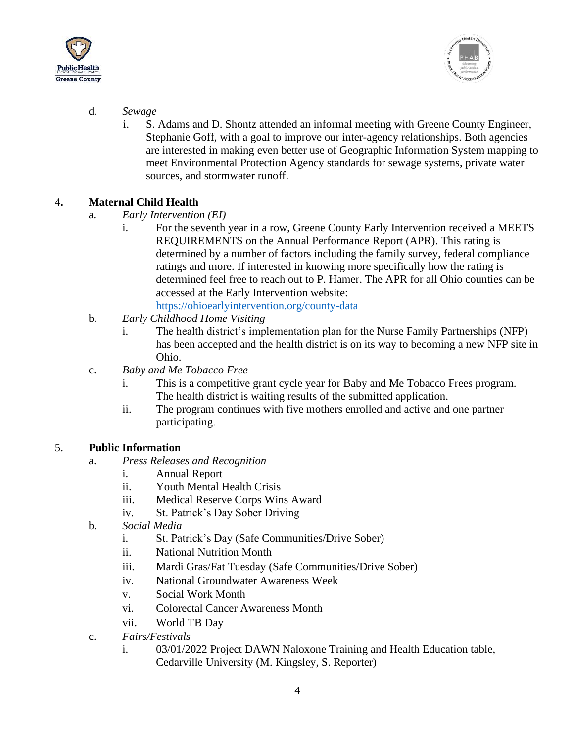d. *Sewage*

   i. S. Adams and D. Shontz attended an informal meeting with Greene County Engineer, Stephanie Goff, with a goal to improve our inter-agency relationships. Both agencies are interested in making even better use of Geographic Information System mapping to meet Environmental Protection Agency standards for sewage systems, private water sources, and stormwater runoff.

4. **Maternal Child Health**

   a. *Early Intervention (EI)*

      i. For the seventh year in a row, Greene County Early Intervention received a MEETS REQUIREMENTS on the Annual Performance Report (APR). This rating is determined by a number of factors including the family survey, federal compliance ratings and more. If interested in knowing more specifically how the rating is determined feel free to reach out to P. Hamer. The APR for all Ohio counties can be accessed at the Early Intervention website: https://ohioearlyintervention.org/county-data

   b. *Early Childhood Home Visiting*

      i. The health district's implementation plan for the Nurse Family Partnerships (NFP) has been accepted and the health district is on its way to becoming a new NFP site in Ohio.

   c. *Baby and Me Tobacco Free*

      i. This is a competitive grant cycle year for Baby and Me Tobacco Frees program. The health district is waiting results of the submitted application.

      ii. The program continues with five mothers enrolled and active and one partner participating.

5. **Public Information**

   a. *Press Releases and Recognition*

      i. Annual Report

      ii. Youth Mental Health Crisis

      iii. Medical Reserve Corps Wins Award

      iv. St. Patrick's Day Sober Driving

   b. *Social Media*

      i. St. Patrick's Day (Safe Communities/Drive Sober)

      ii. National Nutrition Month

      iii. Mardi Gras/Fat Tuesday (Safe Communities/Drive Sober)

      iv. National Groundwater Awareness Week

      v. Social Work Month

      vi. Colorectal Cancer Awareness Month

      vii. World TB Day

   c. *Fairs/Festivals*

      i. 03/01/2022 Project DAWN Naloxone Training and Health Education table, Cedarville University (M. Kingsley, S. Reporter)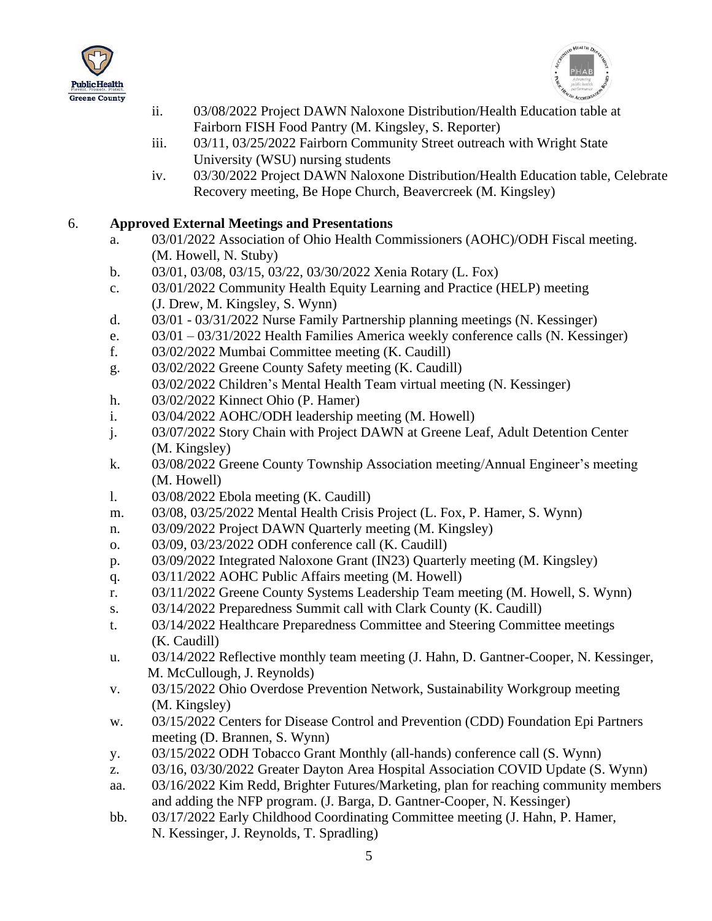ii. 03/08/2022 Project DAWN Naloxone Distribution/Health Education table at Fairborn FISH Food Pantry (M. Kingsley, S. Reporter)

iii. 03/11, 03/25/2022 Fairborn Community Street outreach with Wright State University (WSU) nursing students

iv. 03/30/2022 Project DAWN Naloxone Distribution/Health Education table, Celebrate Recovery meeting, Be Hope Church, Beavercreek (M. Kingsley)

6. **Approved External Meetings and Presentations**

a. 03/01/2022 Association of Ohio Health Commissioners (AOHC)/ODH Fiscal meeting. (M. Howell, N. Stuby)

b. 03/01, 03/08, 03/15, 03/22, 03/30/2022 Xenia Rotary (L. Fox)

c. 03/01/2022 Community Health Equity Learning and Practice (HELP) meeting (J. Drew, M. Kingsley, S. Wynn)

d. 03/01 - 03/31/2022 Nurse Family Partnership planning meetings (N. Kessinger)

e. 03/01 – 03/31/2022 Health Families America weekly conference calls (N. Kessinger)

f. 03/02/2022 Mumbai Committee meeting (K. Caudill)

g. 03/02/2022 Greene County Safety meeting (K. Caudill)
03/02/2022 Children's Mental Health Team virtual meeting (N. Kessinger)

h. 03/02/2022 Kinnect Ohio (P. Hamer)

i. 03/04/2022 AOHC/ODH leadership meeting (M. Howell)

j. 03/07/2022 Story Chain with Project DAWN at Greene Leaf, Adult Detention Center (M. Kingsley)

k. 03/08/2022 Greene County Township Association meeting/Annual Engineer's meeting (M. Howell)

l. 03/08/2022 Ebola meeting (K. Caudill)

m. 03/08, 03/25/2022 Mental Health Crisis Project (L. Fox, P. Hamer, S. Wynn)

n. 03/09/2022 Project DAWN Quarterly meeting (M. Kingsley)

o. 03/09, 03/23/2022 ODH conference call (K. Caudill)

p. 03/09/2022 Integrated Naloxone Grant (IN23) Quarterly meeting (M. Kingsley)

q. 03/11/2022 AOHC Public Affairs meeting (M. Howell)

r. 03/11/2022 Greene County Systems Leadership Team meeting (M. Howell, S. Wynn)

s. 03/14/2022 Preparedness Summit call with Clark County (K. Caudill)

t. 03/14/2022 Healthcare Preparedness Committee and Steering Committee meetings (K. Caudill)

u. 03/14/2022 Reflective monthly team meeting (J. Hahn, D. Gantner-Cooper, N. Kessinger, M. McCullough, J. Reynolds)

v. 03/15/2022 Ohio Overdose Prevention Network, Sustainability Workgroup meeting (M. Kingsley)

w. 03/15/2022 Centers for Disease Control and Prevention (CDD) Foundation Epi Partners meeting (D. Brannen, S. Wynn)

y. 03/15/2022 ODH Tobacco Grant Monthly (all-hands) conference call (S. Wynn)

z. 03/16, 03/30/2022 Greater Dayton Area Hospital Association COVID Update (S. Wynn)

aa. 03/16/2022 Kim Redd, Brighter Futures/Marketing, plan for reaching community members and adding the NFP program. (J. Barga, D. Gantner-Cooper, N. Kessinger)

bb. 03/17/2022 Early Childhood Coordinating Committee meeting (J. Hahn, P. Hamer, N. Kessinger, J. Reynolds, T. Spradling)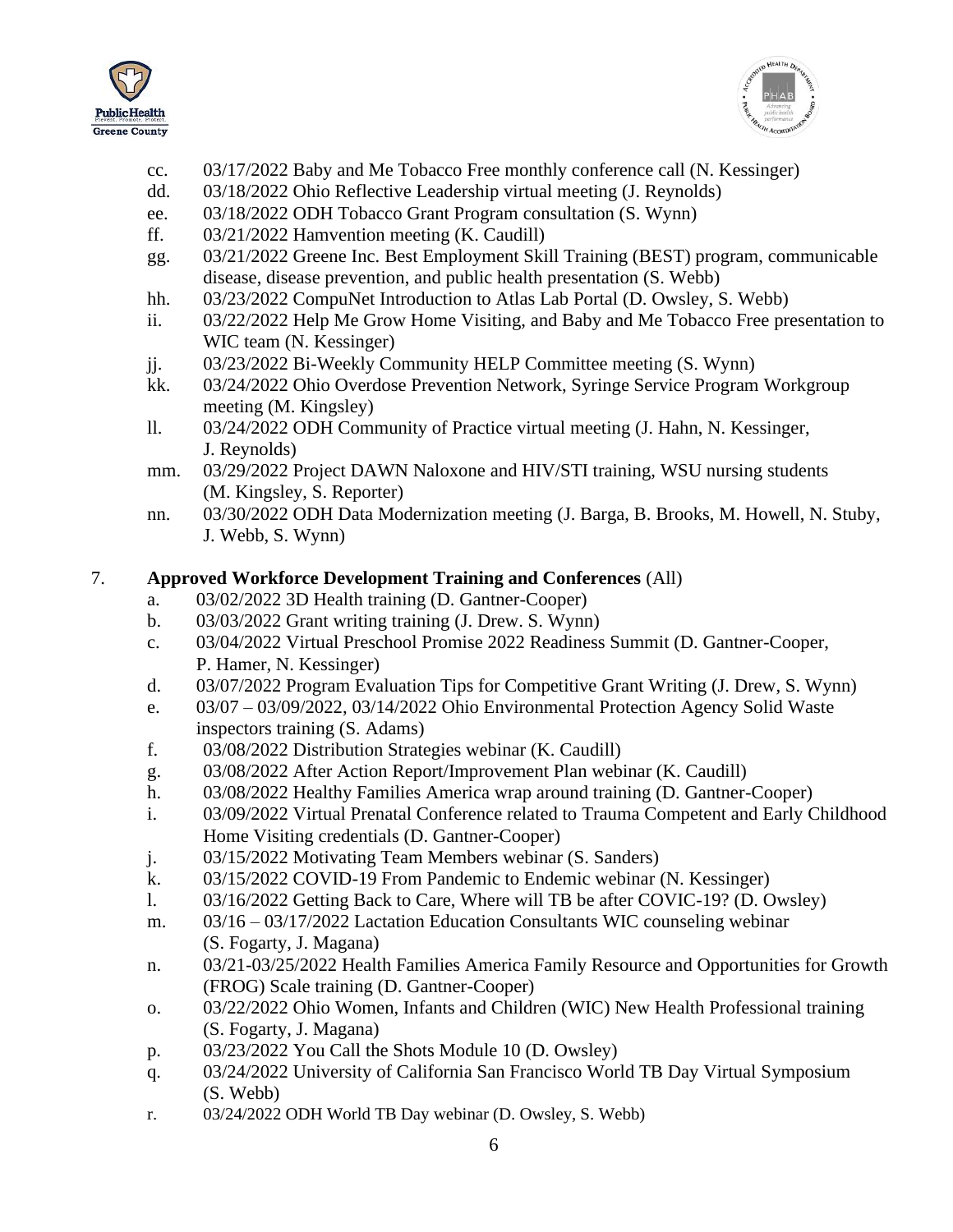cc. 03/17/2022 Baby and Me Tobacco Free monthly conference call (N. Kessinger)
dd. 03/18/2022 Ohio Reflective Leadership virtual meeting (J. Reynolds)
ee. 03/18/2022 ODH Tobacco Grant Program consultation (S. Wynn)
ff. 03/21/2022 Hamvention meeting (K. Caudill)
gg. 03/21/2022 Greene Inc. Best Employment Skill Training (BEST) program, communicable disease, disease prevention, and public health presentation (S. Webb)
hh. 03/23/2022 CompuNet Introduction to Atlas Lab Portal (D. Owsley, S. Webb)
ii. 03/22/2022 Help Me Grow Home Visiting, and Baby and Me Tobacco Free presentation to WIC team (N. Kessinger)
jj. 03/23/2022 Bi-Weekly Community HELP Committee meeting (S. Wynn)
kk. 03/24/2022 Ohio Overdose Prevention Network, Syringe Service Program Workgroup meeting (M. Kingsley)
ll. 03/24/2022 ODH Community of Practice virtual meeting (J. Hahn, N. Kessinger, J. Reynolds)
mm. 03/29/2022 Project DAWN Naloxone and HIV/STI training, WSU nursing students (M. Kingsley, S. Reporter)
nn. 03/30/2022 ODH Data Modernization meeting (J. Barga, B. Brooks, M. Howell, N. Stuby, J. Webb, S. Wynn)

7. **Approved Workforce Development Training and Conferences** (All)
   a. 03/02/2022 3D Health training (D. Gantner-Cooper)
   b. 03/03/2022 Grant writing training (J. Drew. S. Wynn)
   c. 03/04/2022 Virtual Preschool Promise 2022 Readiness Summit (D. Gantner-Cooper, P. Hamer, N. Kessinger)
   d. 03/07/2022 Program Evaluation Tips for Competitive Grant Writing (J. Drew, S. Wynn)
   e. 03/07 – 03/09/2022, 03/14/2022 Ohio Environmental Protection Agency Solid Waste inspectors training (S. Adams)
   f. 03/08/2022 Distribution Strategies webinar (K. Caudill)
   g. 03/08/2022 After Action Report/Improvement Plan webinar (K. Caudill)
   h. 03/08/2022 Healthy Families America wrap around training (D. Gantner-Cooper)
   i. 03/09/2022 Virtual Prenatal Conference related to Trauma Competent and Early Childhood Home Visiting credentials (D. Gantner-Cooper)
   j. 03/15/2022 Motivating Team Members webinar (S. Sanders)
   k. 03/15/2022 COVID-19 From Pandemic to Endemic webinar (N. Kessinger)
   l. 03/16/2022 Getting Back to Care, Where will TB be after COVIC-19? (D. Owsley)
   m. 03/16 – 03/17/2022 Lactation Education Consultants WIC counseling webinar (S. Fogarty, J. Magana)
   n. 03/21-03/25/2022 Health Families America Family Resource and Opportunities for Growth (FROG) Scale training (D. Gantner-Cooper)
   o. 03/22/2022 Ohio Women, Infants and Children (WIC) New Health Professional training (S. Fogarty, J. Magana)
   p. 03/23/2022 You Call the Shots Module 10 (D. Owsley)
   q. 03/24/2022 University of California San Francisco World TB Day Virtual Symposium (S. Webb)
   r. 03/24/2022 ODH World TB Day webinar (D. Owsley, S. Webb)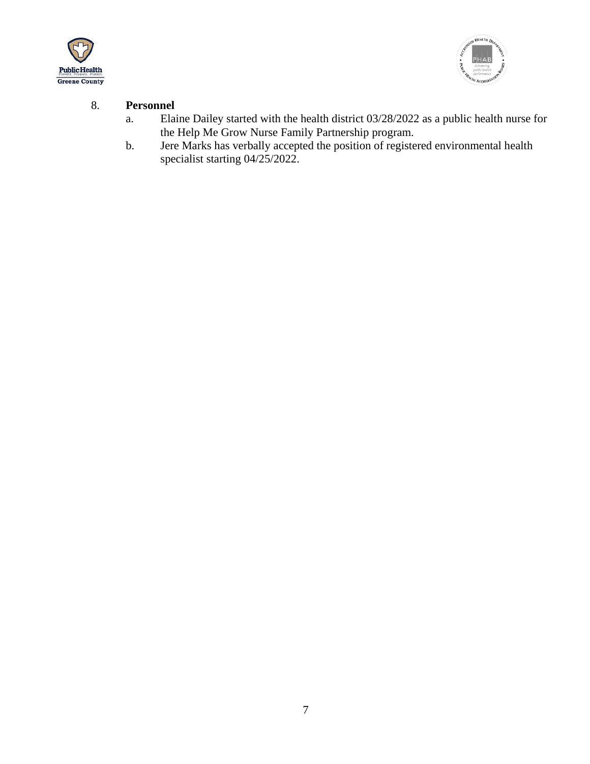8. **Personnel**
   a. Elaine Dailey started with the health district 03/28/2022 as a public health nurse for the Help Me Grow Nurse Family Partnership program.
   b. Jere Marks has verbally accepted the position of registered environmental health specialist starting 04/25/2022.